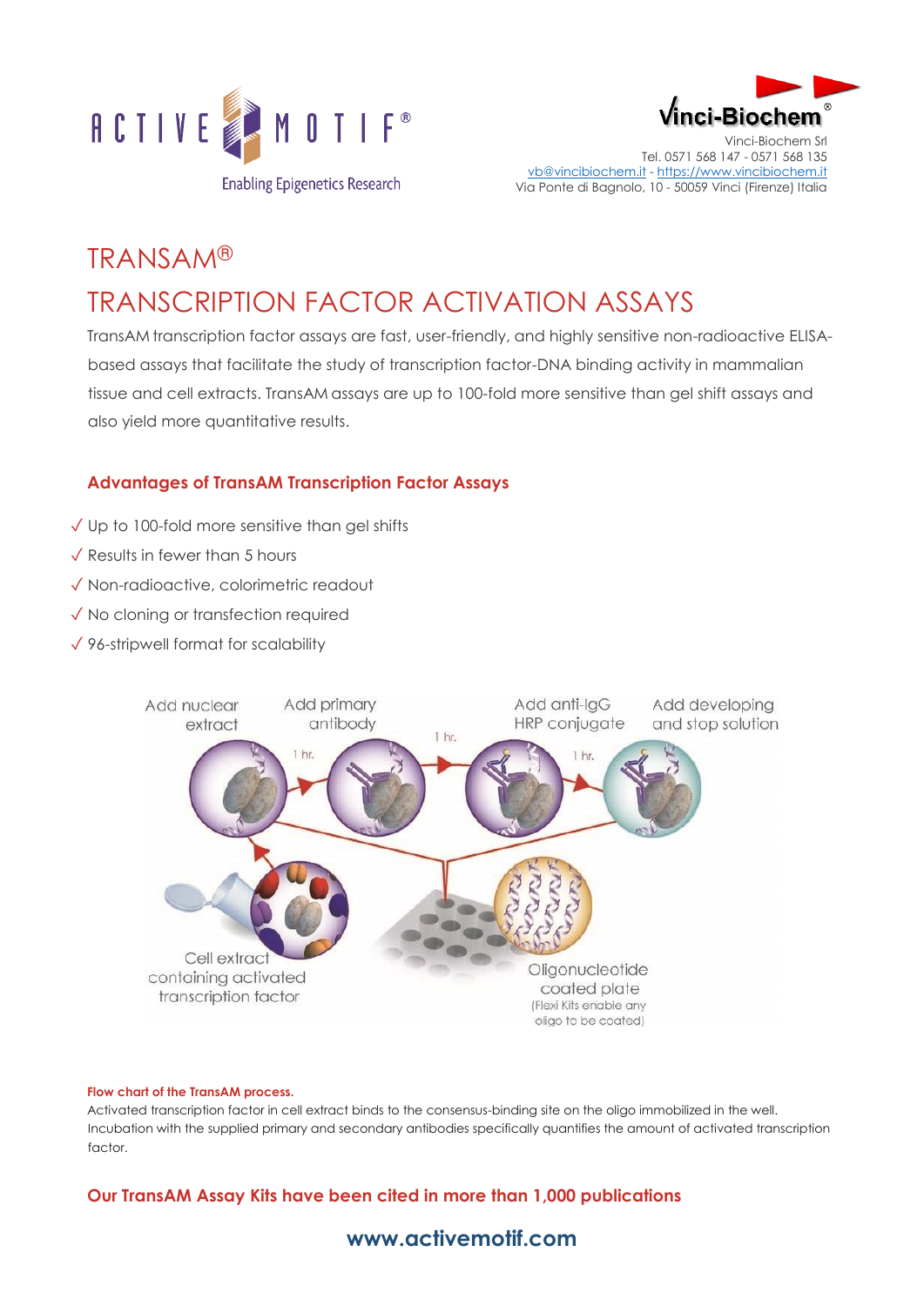ACTIVE MOTIF®

Enabling Epigenetics Research

Vinci-Biochem®

Vinci-Biochem Srl
Tel. 0571 568 147 - 0571 568 135
vb@vincibiochem.it - https://www.vincibiochem.it
Via Ponte di Bagnolo, 10 - 50059 Vinci (Firenze) Italia

# TRANSAM®

# TRANSCRIPTION FACTOR ACTIVATION ASSAYS

TransAM transcription factor assays are fast, user-friendly, and highly sensitive non-radioactive ELISA-based assays that facilitate the study of transcription factor-DNA binding activity in mammalian tissue and cell extracts. TransAM assays are up to 100-fold more sensitive than gel shift assays and also yield more quantitative results.

## Advantages of TransAM Transcription Factor Assays

- ✓ Up to 100-fold more sensitive than gel shifts
- ✓ Results in fewer than 5 hours
- ✓ Non-radioactive, colorimetric readout
- ✓ No cloning or transfection required
- ✓ 96-stripwell format for scalability

Add nuclear extract — 1 hr. — Add primary antibody — 1 hr. — Add anti-IgG HRP conjugate — 1 hr. — Add developing and stop solution

Cell extract containing activated transcription factor

Oligonucleotide coated plate (Flexi Kits enable any oligo to be coated)

**Flow chart of the TransAM process.**
Activated transcription factor in cell extract binds to the consensus-binding site on the oligo immobilized in the well. Incubation with the supplied primary and secondary antibodies specifically quantifies the amount of activated transcription factor.

**Our TransAM Assay Kits have been cited in more than 1,000 publications**

**www.activemotif.com**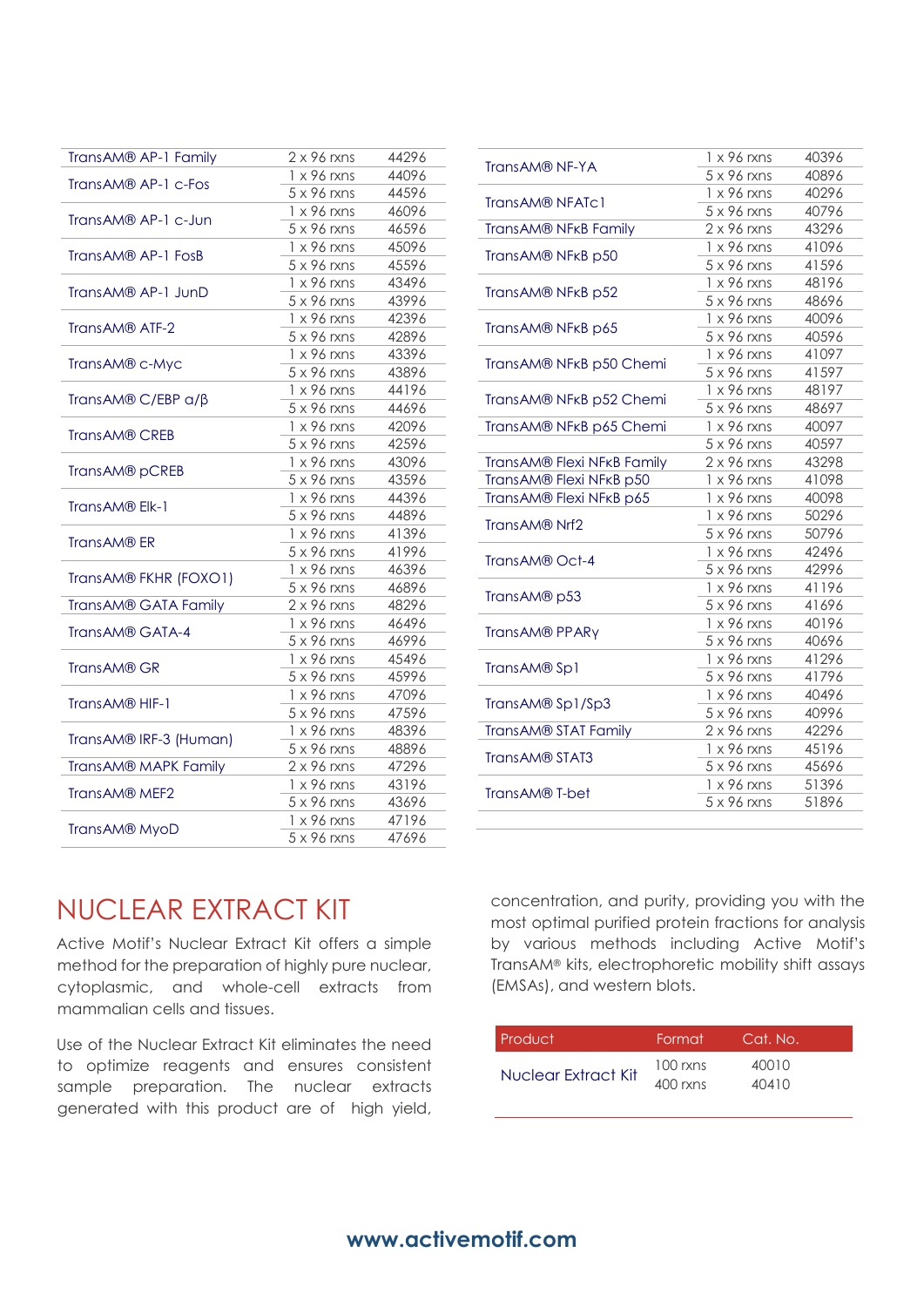| | | |
|---|---|---|
| TransAM® AP-1 Family | 2 x 96 rxns | 44296 |
| TransAM® AP-1 c-Fos | 1 x 96 rxns | 44096 |
| | 5 x 96 rxns | 44596 |
| TransAM® AP-1 c-Jun | 1 x 96 rxns | 46096 |
| | 5 x 96 rxns | 46596 |
| TransAM® AP-1 FosB | 1 x 96 rxns | 45096 |
| | 5 x 96 rxns | 45596 |
| TransAM® AP-1 JunD | 1 x 96 rxns | 43496 |
| | 5 x 96 rxns | 43996 |
| TransAM® ATF-2 | 1 x 96 rxns | 42396 |
| | 5 x 96 rxns | 42896 |
| TransAM® c-Myc | 1 x 96 rxns | 43396 |
| | 5 x 96 rxns | 43896 |
| TransAM® C/EBP α/β | 1 x 96 rxns | 44196 |
| | 5 x 96 rxns | 44696 |
| TransAM® CREB | 1 x 96 rxns | 42096 |
| | 5 x 96 rxns | 42596 |
| TransAM® pCREB | 1 x 96 rxns | 43096 |
| | 5 x 96 rxns | 43596 |
| TransAM® Elk-1 | 1 x 96 rxns | 44396 |
| | 5 x 96 rxns | 44896 |
| TransAM® ER | 1 x 96 rxns | 41396 |
| | 5 x 96 rxns | 41996 |
| TransAM® FKHR (FOXO1) | 1 x 96 rxns | 46396 |
| | 5 x 96 rxns | 46896 |
| TransAM® GATA Family | 2 x 96 rxns | 48296 |
| TransAM® GATA-4 | 1 x 96 rxns | 46496 |
| | 5 x 96 rxns | 46996 |
| TransAM® GR | 1 x 96 rxns | 45496 |
| | 5 x 96 rxns | 45996 |
| TransAM® HIF-1 | 1 x 96 rxns | 47096 |
| | 5 x 96 rxns | 47596 |
| TransAM® IRF-3 (Human) | 1 x 96 rxns | 48396 |
| | 5 x 96 rxns | 48896 |
| TransAM® MAPK Family | 2 x 96 rxns | 47296 |
| TransAM® MEF2 | 1 x 96 rxns | 43196 |
| | 5 x 96 rxns | 43696 |
| TransAM® MyoD | 1 x 96 rxns | 47196 |
| | 5 x 96 rxns | 47696 |

| | | |
|---|---|---|
| TransAM® NF-YA | 1 x 96 rxns | 40396 |
| | 5 x 96 rxns | 40896 |
| TransAM® NFATc1 | 1 x 96 rxns | 40296 |
| | 5 x 96 rxns | 40796 |
| TransAM® NFκB Family | 2 x 96 rxns | 43296 |
| TransAM® NFκB p50 | 1 x 96 rxns | 41096 |
| | 5 x 96 rxns | 41596 |
| TransAM® NFκB p52 | 1 x 96 rxns | 48196 |
| | 5 x 96 rxns | 48696 |
| TransAM® NFκB p65 | 1 x 96 rxns | 40096 |
| | 5 x 96 rxns | 40596 |
| TransAM® NFκB p50 Chemi | 1 x 96 rxns | 41097 |
| | 5 x 96 rxns | 41597 |
| TransAM® NFκB p52 Chemi | 1 x 96 rxns | 48197 |
| | 5 x 96 rxns | 48697 |
| TransAM® NFκB p65 Chemi | 1 x 96 rxns | 40097 |
| | 5 x 96 rxns | 40597 |
| TransAM® Flexi NFκB Family | 2 x 96 rxns | 43298 |
| TransAM® Flexi NFκB p50 | 1 x 96 rxns | 41098 |
| TransAM® Flexi NFκB p65 | 1 x 96 rxns | 40098 |
| TransAM® Nrf2 | 1 x 96 rxns | 50296 |
| | 5 x 96 rxns | 50796 |
| TransAM® Oct-4 | 1 x 96 rxns | 42496 |
| | 5 x 96 rxns | 42996 |
| TransAM® p53 | 1 x 96 rxns | 41196 |
| | 5 x 96 rxns | 41696 |
| TransAM® PPARγ | 1 x 96 rxns | 40196 |
| | 5 x 96 rxns | 40696 |
| TransAM® Sp1 | 1 x 96 rxns | 41296 |
| | 5 x 96 rxns | 41796 |
| TransAM® Sp1/Sp3 | 1 x 96 rxns | 40496 |
| | 5 x 96 rxns | 40996 |
| TransAM® STAT Family | 2 x 96 rxns | 42296 |
| TransAM® STAT3 | 1 x 96 rxns | 45196 |
| | 5 x 96 rxns | 45696 |
| TransAM® T-bet | 1 x 96 rxns | 51396 |
| | 5 x 96 rxns | 51896 |

# NUCLEAR EXTRACT KIT

Active Motif's Nuclear Extract Kit offers a simple method for the preparation of highly pure nuclear, cytoplasmic, and whole-cell extracts from mammalian cells and tissues.

Use of the Nuclear Extract Kit eliminates the need to optimize reagents and ensures consistent sample preparation. The nuclear extracts generated with this product are of high yield, concentration, and purity, providing you with the most optimal purified protein fractions for analysis by various methods including Active Motif's TransAM® kits, electrophoretic mobility shift assays (EMSAs), and western blots.

| Product | Format | Cat. No. |
|---|---|---|
| Nuclear Extract Kit | 100 rxns | 40010 |
| | 400 rxns | 40410 |

www.activemotif.com